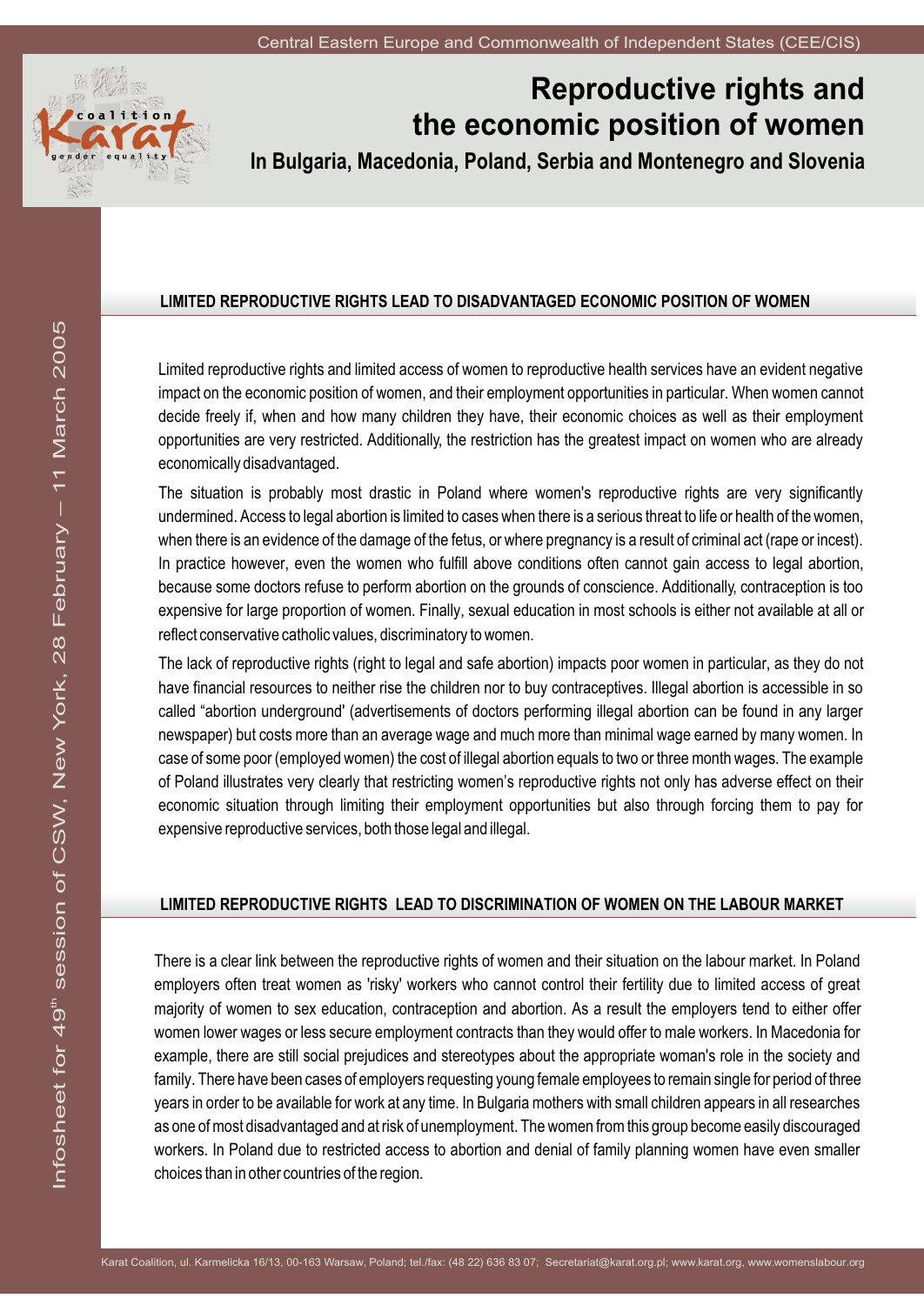Central Eastern Europe and Commonwealth of Independent States (CEE/CIS)

coalition Karat gender equality

# Reproductive rights and the economic position of women

## In Bulgaria, Macedonia, Poland, Serbia and Montenegro and Slovenia

Infosheet for 49th session of CSW, New York, 28 February – 11 March 2005

### LIMITED REPRODUCTIVE RIGHTS LEAD TO DISADVANTAGED ECONOMIC POSITION OF WOMEN

Limited reproductive rights and limited access of women to reproductive health services have an evident negative impact on the economic position of women, and their employment opportunities in particular. When women cannot decide freely if, when and how many children they have, their economic choices as well as their employment opportunities are very restricted. Additionally, the restriction has the greatest impact on women who are already economically disadvantaged.

The situation is probably most drastic in Poland where women's reproductive rights are very significantly undermined. Access to legal abortion is limited to cases when there is a serious threat to life or health of the women, when there is an evidence of the damage of the fetus, or where pregnancy is a result of criminal act (rape or incest). In practice however, even the women who fulfill above conditions often cannot gain access to legal abortion, because some doctors refuse to perform abortion on the grounds of conscience. Additionally, contraception is too expensive for large proportion of women. Finally, sexual education in most schools is either not available at all or reflect conservative catholic values, discriminatory to women.

The lack of reproductive rights (right to legal and safe abortion) impacts poor women in particular, as they do not have financial resources to neither rise the children nor to buy contraceptives. Illegal abortion is accessible in so called "abortion underground' (advertisements of doctors performing illegal abortion can be found in any larger newspaper) but costs more than an average wage and much more than minimal wage earned by many women. In case of some poor (employed women) the cost of illegal abortion equals to two or three month wages. The example of Poland illustrates very clearly that restricting women's reproductive rights not only has adverse effect on their economic situation through limiting their employment opportunities but also through forcing them to pay for expensive reproductive services, both those legal and illegal.

### LIMITED REPRODUCTIVE RIGHTS LEAD TO DISCRIMINATION OF WOMEN ON THE LABOUR MARKET

There is a clear link between the reproductive rights of women and their situation on the labour market. In Poland employers often treat women as 'risky' workers who cannot control their fertility due to limited access of great majority of women to sex education, contraception and abortion. As a result the employers tend to either offer women lower wages or less secure employment contracts than they would offer to male workers. In Macedonia for example, there are still social prejudices and stereotypes about the appropriate woman's role in the society and family. There have been cases of employers requesting young female employees to remain single for period of three years in order to be available for work at any time. In Bulgaria mothers with small children appears in all researches as one of most disadvantaged and at risk of unemployment. The women from this group become easily discouraged workers. In Poland due to restricted access to abortion and denial of family planning women have even smaller choices than in other countries of the region.

Karat Coalition, ul. Karmelicka 16/13, 00-163 Warsaw, Poland; tel./fax: (48 22) 636 83 07; Secretariat@karat.org.pl; www.karat.org, www.womenslabour.org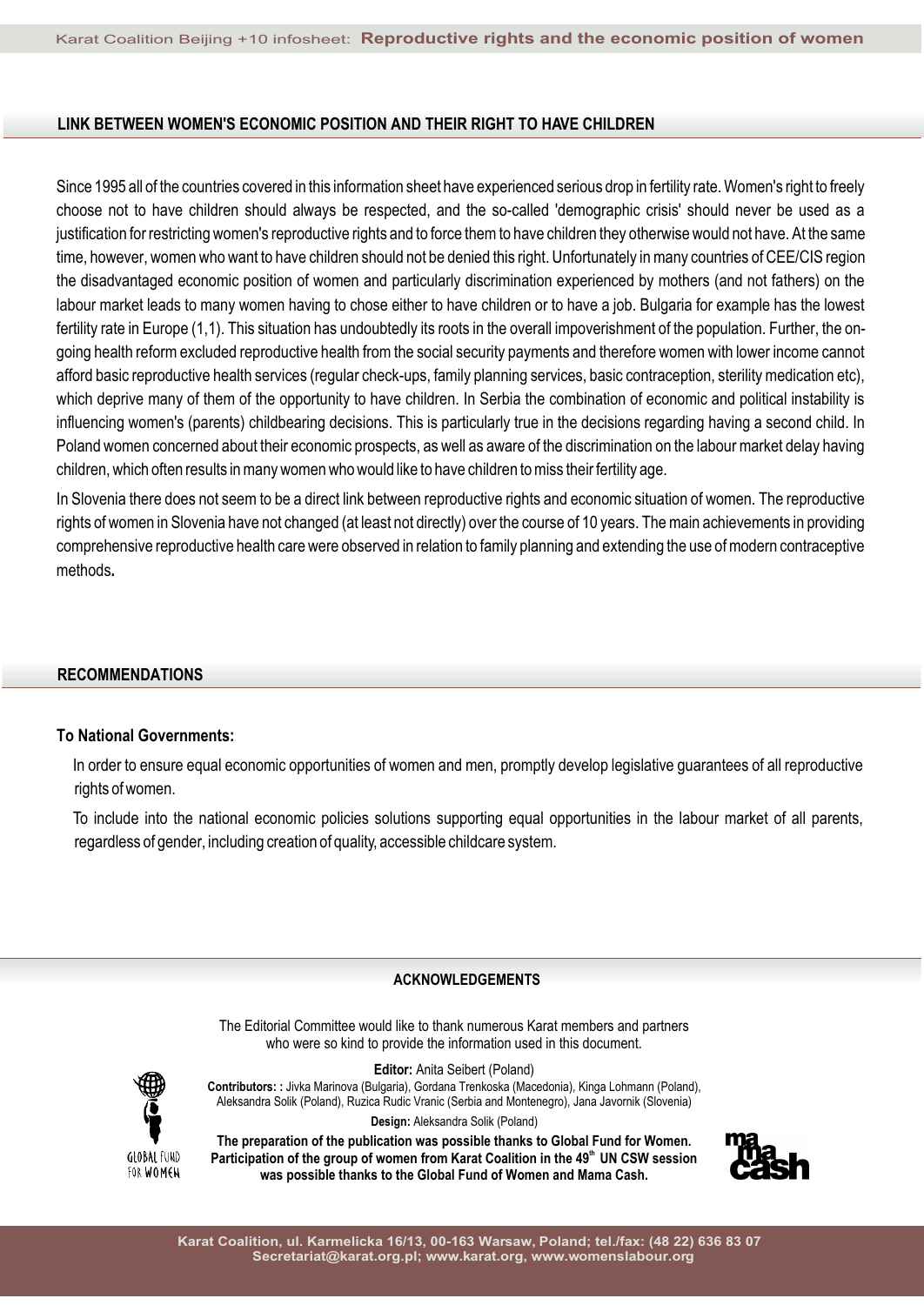## LINK BETWEEN WOMEN'S ECONOMIC POSITION AND THEIR RIGHT TO HAVE CHILDREN

Since 1995 all of the countries covered in this information sheet have experienced serious drop in fertility rate. Women's right to freely choose not to have children should always be respected, and the so-called 'demographic crisis' should never be used as a justification for restricting women's reproductive rights and to force them to have children they otherwise would not have. At the same time, however, women who want to have children should not be denied this right. Unfortunately in many countries of CEE/CIS region the disadvantaged economic position of women and particularly discrimination experienced by mothers (and not fathers) on the labour market leads to many women having to chose either to have children or to have a job. Bulgaria for example has the lowest fertility rate in Europe (1,1). This situation has undoubtedly its roots in the overall impoverishment of the population. Further, the on-going health reform excluded reproductive health from the social security payments and therefore women with lower income cannot afford basic reproductive health services (regular check-ups, family planning services, basic contraception, sterility medication etc), which deprive many of them of the opportunity to have children. In Serbia the combination of economic and political instability is influencing women's (parents) childbearing decisions. This is particularly true in the decisions regarding having a second child. In Poland women concerned about their economic prospects, as well as aware of the discrimination on the labour market delay having children, which often results in many women who would like to have children to miss their fertility age.

In Slovenia there does not seem to be a direct link between reproductive rights and economic situation of women. The reproductive rights of women in Slovenia have not changed (at least not directly) over the course of 10 years. The main achievements in providing comprehensive reproductive health care were observed in relation to family planning and extending the use of modern contraceptive methods**.**

## RECOMMENDATIONS

**To National Governments:**

In order to ensure equal economic opportunities of women and men, promptly develop legislative guarantees of all reproductive rights of women.

To include into the national economic policies solutions supporting equal opportunities in the labour market of all parents, regardless of gender, including creation of quality, accessible childcare system.

### ACKNOWLEDGEMENTS

The Editorial Committee would like to thank numerous Karat members and partners who were so kind to provide the information used in this document.

**Editor:** Anita Seibert (Poland)

**Contributors: :** Jivka Marinova (Bulgaria), Gordana Trenkoska (Macedonia), Kinga Lohmann (Poland), Aleksandra Solik (Poland), Ruzica Rudic Vranic (Serbia and Montenegro), Jana Javornik (Slovenia)

**Design:** Aleksandra Solik (Poland)

**The preparation of the publication was possible thanks to Global Fund for Women. Participation of the group of women from Karat Coalition in the 49th UN CSW session was possible thanks to the Global Fund of Women and Mama Cash.**

GLOBAL FUND FOR WOMEN

mama cash

Karat Coalition, ul. Karmelicka 16/13, 00-163 Warsaw, Poland; tel./fax: (48 22) 636 83 07
Secretariat@karat.org.pl; www.karat.org, www.womenslabour.org